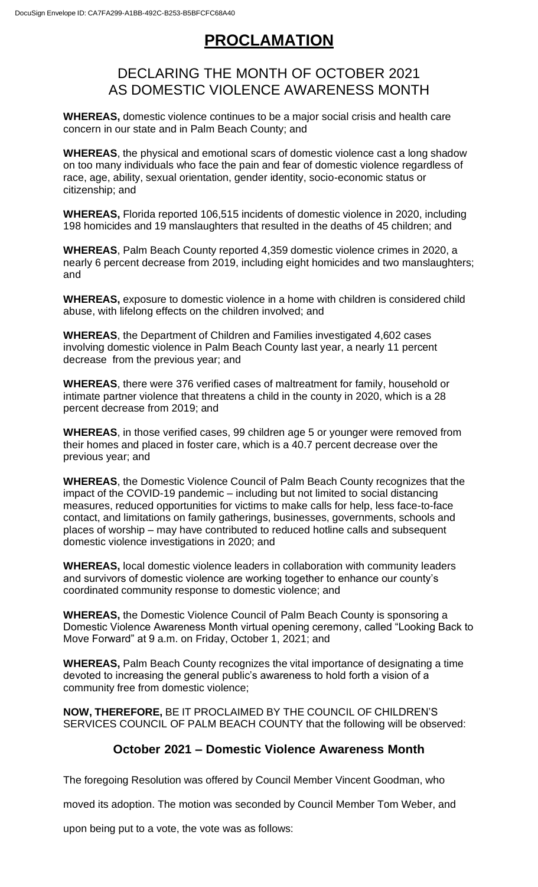# PROCLAMATION

## DECLARING THE MONTH OF OCTOBER 2021 AS DOMESTIC VIOLENCE AWARENESS MONTH

**WHEREAS,** domestic violence continues to be a major social crisis and health care concern in our state and in Palm Beach County; and

**WHEREAS**, the physical and emotional scars of domestic violence cast a long shadow on too many individuals who face the pain and fear of domestic violence regardless of race, age, ability, sexual orientation, gender identity, socio-economic status or citizenship; and

**WHEREAS,** Florida reported 106,515 incidents of domestic violence in 2020, including 198 homicides and 19 manslaughters that resulted in the deaths of 45 children; and

**WHEREAS**, Palm Beach County reported 4,359 domestic violence crimes in 2020, a nearly 6 percent decrease from 2019, including eight homicides and two manslaughters; and

**WHEREAS,** exposure to domestic violence in a home with children is considered child abuse, with lifelong effects on the children involved; and

**WHEREAS**, the Department of Children and Families investigated 4,602 cases involving domestic violence in Palm Beach County last year, a nearly 11 percent decrease from the previous year; and

**WHEREAS**, there were 376 verified cases of maltreatment for family, household or intimate partner violence that threatens a child in the county in 2020, which is a 28 percent decrease from 2019; and

**WHEREAS**, in those verified cases, 99 children age 5 or younger were removed from their homes and placed in foster care, which is a 40.7 percent decrease over the previous year; and

**WHEREAS**, the Domestic Violence Council of Palm Beach County recognizes that the impact of the COVID-19 pandemic – including but not limited to social distancing measures, reduced opportunities for victims to make calls for help, less face-to-face contact, and limitations on family gatherings, businesses, governments, schools and places of worship – may have contributed to reduced hotline calls and subsequent domestic violence investigations in 2020; and

**WHEREAS,** local domestic violence leaders in collaboration with community leaders and survivors of domestic violence are working together to enhance our county's coordinated community response to domestic violence; and

**WHEREAS,** the Domestic Violence Council of Palm Beach County is sponsoring a Domestic Violence Awareness Month virtual opening ceremony, called "Looking Back to Move Forward" at 9 a.m. on Friday, October 1, 2021; and

**WHEREAS,** Palm Beach County recognizes the vital importance of designating a time devoted to increasing the general public's awareness to hold forth a vision of a community free from domestic violence;

**NOW, THEREFORE,** BE IT PROCLAIMED BY THE COUNCIL OF CHILDREN'S SERVICES COUNCIL OF PALM BEACH COUNTY that the following will be observed:

### October 2021 – Domestic Violence Awareness Month

The foregoing Resolution was offered by Council Member Vincent Goodman, who moved its adoption. The motion was seconded by Council Member Tom Weber, and upon being put to a vote, the vote was as follows: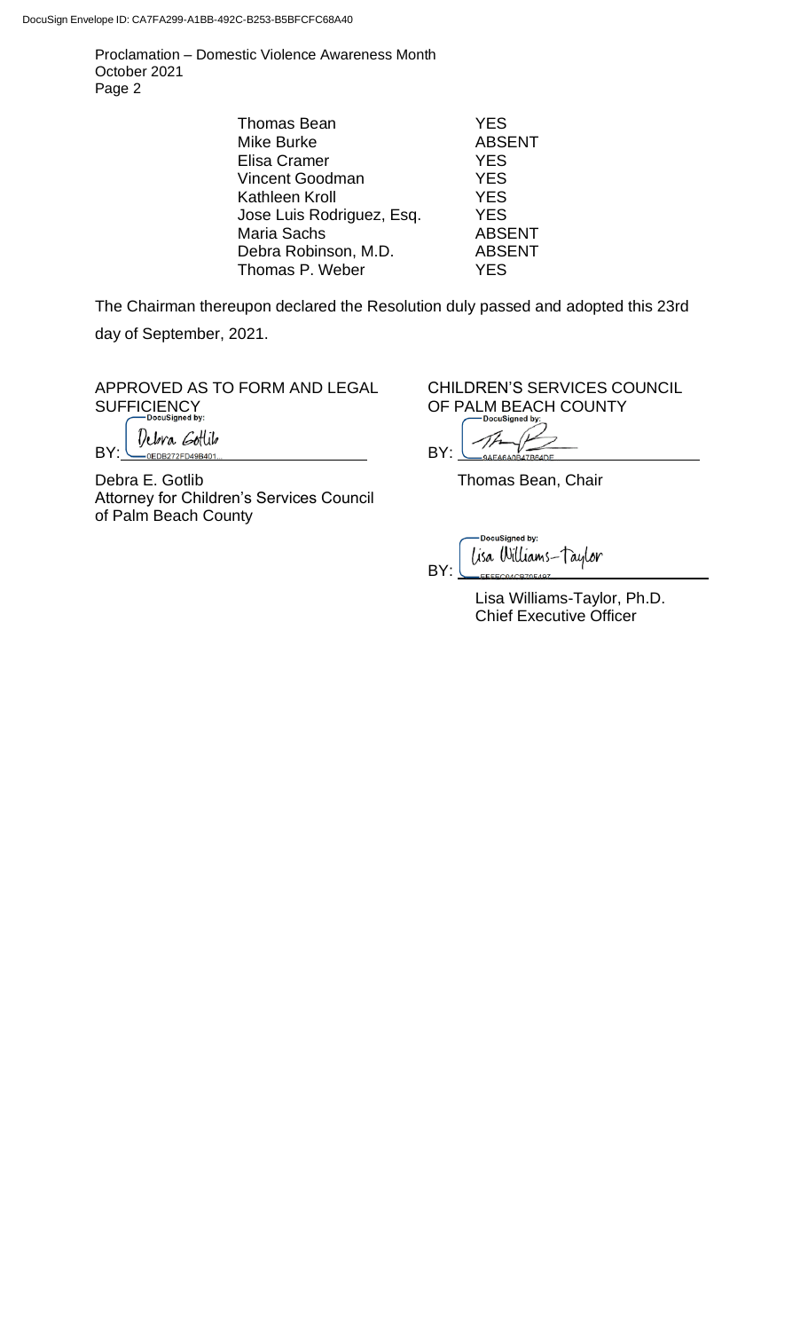DocuSign Envelope ID: CA7FA299-A1BB-492C-B253-B5BFCFC68A40

Proclamation – Domestic Violence Awareness Month
October 2021

| | |
|---|---|
| Thomas Bean | YES |
| Mike Burke | ABSENT |
| Elisa Cramer | YES |
| Vincent Goodman | YES |
| Kathleen Kroll | YES |
| Jose Luis Rodriguez, Esq. | YES |
| Maria Sachs | ABSENT |
| Debra Robinson, M.D. | ABSENT |
| Thomas P. Weber | YES |

The Chairman thereupon declared the Resolution duly passed and adopted this 23rd day of September, 2021.

APPROVED AS TO FORM AND LEGAL SUFFICIENCY

DocuSigned by:

BY: Debra Gotlib
0EDB272FD49B401...

Debra E. Gotlib
Attorney for Children's Services Council of Palm Beach County

CHILDREN'S SERVICES COUNCIL OF PALM BEACH COUNTY

DocuSigned by:

BY:
9AEA6A0B47B64DE

Thomas Bean, Chair

DocuSigned by:

BY: Lisa Williams-Taylor
EEEEC04CB70F497

Lisa Williams-Taylor, Ph.D.
Chief Executive Officer